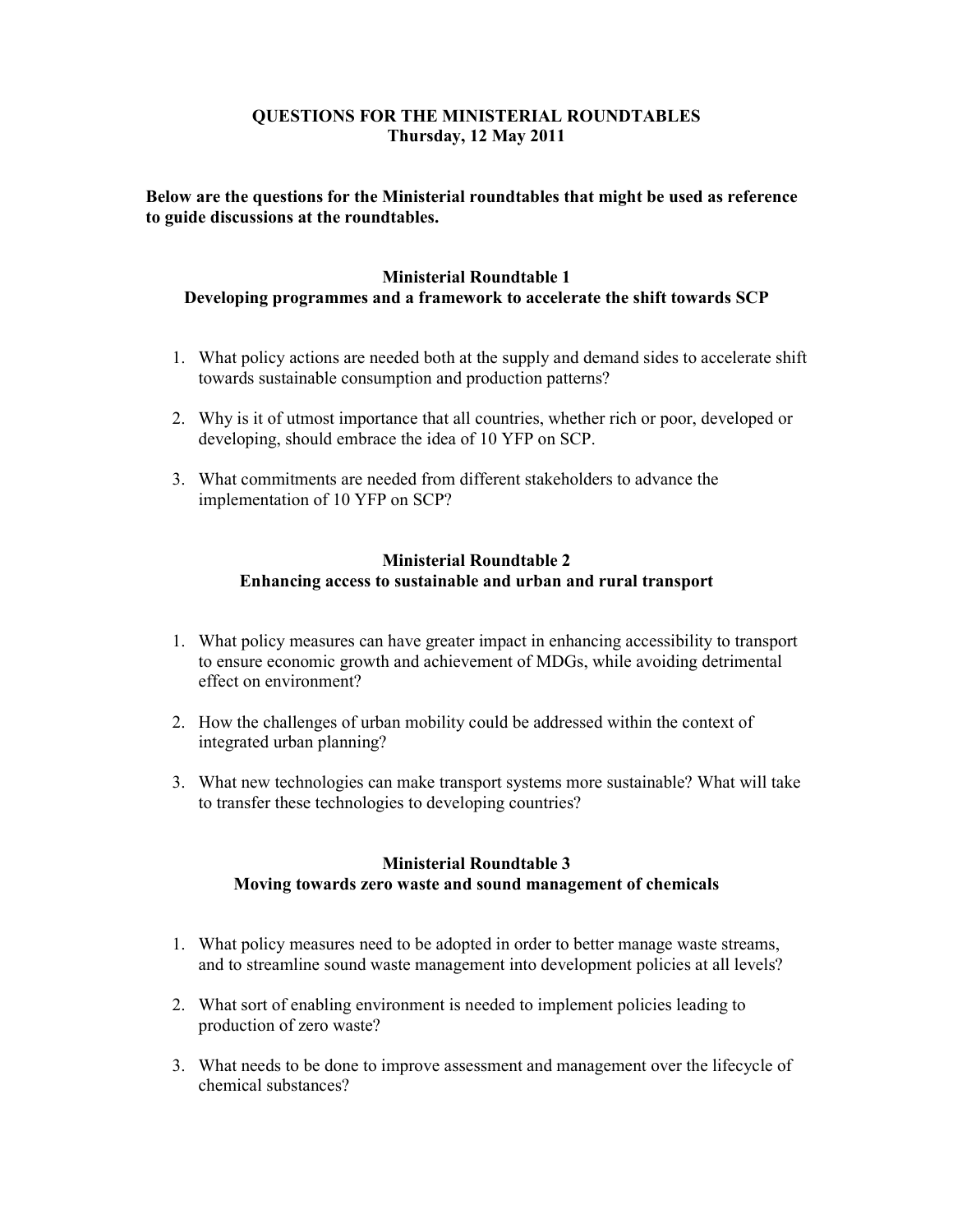# QUESTIONS FOR THE MINISTERIAL ROUNDTABLES
## Thursday, 12 May 2011

**Below are the questions for the Ministerial roundtables that might be used as reference to guide discussions at the roundtables.**

## Ministerial Roundtable 1
### Developing programmes and a framework to accelerate the shift towards SCP

1. What policy actions are needed both at the supply and demand sides to accelerate shift towards sustainable consumption and production patterns?
2. Why is it of utmost importance that all countries, whether rich or poor, developed or developing, should embrace the idea of 10 YFP on SCP.
3. What commitments are needed from different stakeholders to advance the implementation of 10 YFP on SCP?

## Ministerial Roundtable 2
### Enhancing access to sustainable and urban and rural transport

1. What policy measures can have greater impact in enhancing accessibility to transport to ensure economic growth and achievement of MDGs, while avoiding detrimental effect on environment?
2. How the challenges of urban mobility could be addressed within the context of integrated urban planning?
3. What new technologies can make transport systems more sustainable? What will take to transfer these technologies to developing countries?

## Ministerial Roundtable 3
### Moving towards zero waste and sound management of chemicals

1. What policy measures need to be adopted in order to better manage waste streams, and to streamline sound waste management into development policies at all levels?
2. What sort of enabling environment is needed to implement policies leading to production of zero waste?
3. What needs to be done to improve assessment and management over the lifecycle of chemical substances?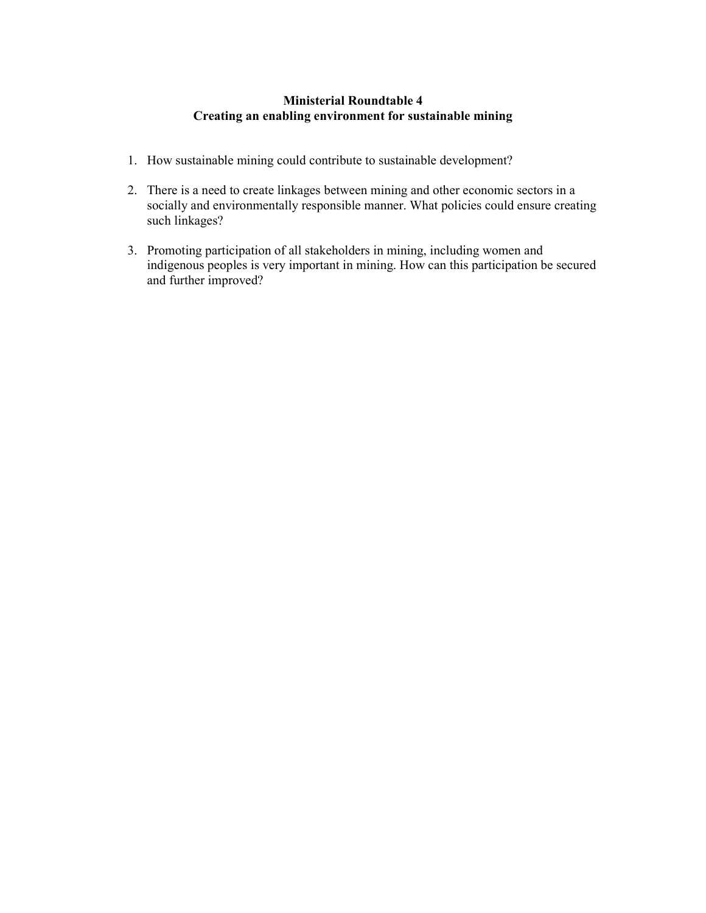**Ministerial Roundtable 4**
**Creating an enabling environment for sustainable mining**

1. How sustainable mining could contribute to sustainable development?

2. There is a need to create linkages between mining and other economic sectors in a socially and environmentally responsible manner. What policies could ensure creating such linkages?

3. Promoting participation of all stakeholders in mining, including women and indigenous peoples is very important in mining. How can this participation be secured and further improved?